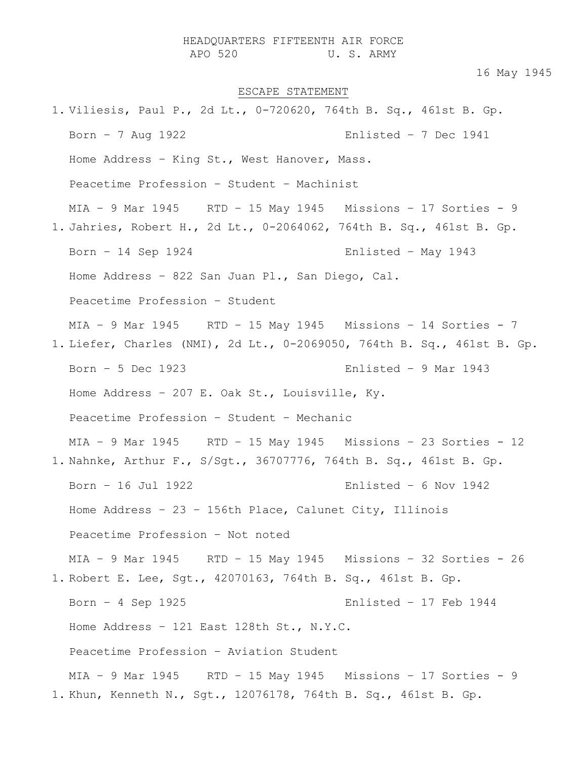HEADQUARTERS FIFTEENTH AIR FORCE
APO 520 U. S. ARMY

16 May 1945

ESCAPE STATEMENT

1. Viliesis, Paul P., 2d Lt., 0-720620, 764th B. Sq., 461st B. Gp.

   Born – 7 Aug 1922 Enlisted – 7 Dec 1941

   Home Address – King St., West Hanover, Mass.

   Peacetime Profession – Student – Machinist

   MIA – 9 Mar 1945 RTD – 15 May 1945 Missions – 17 Sorties - 9

1. Jahries, Robert H., 2d Lt., 0-2064062, 764th B. Sq., 461st B. Gp.

   Born – 14 Sep 1924 Enlisted – May 1943

   Home Address – 822 San Juan Pl., San Diego, Cal.

   Peacetime Profession – Student

   MIA – 9 Mar 1945 RTD – 15 May 1945 Missions – 14 Sorties - 7

1. Liefer, Charles (NMI), 2d Lt., 0-2069050, 764th B. Sq., 461st B. Gp.

   Born – 5 Dec 1923 Enlisted – 9 Mar 1943

   Home Address – 207 E. Oak St., Louisville, Ky.

   Peacetime Profession – Student – Mechanic

   MIA – 9 Mar 1945 RTD – 15 May 1945 Missions – 23 Sorties - 12

1. Nahnke, Arthur F., S/Sgt., 36707776, 764th B. Sq., 461st B. Gp.

   Born – 16 Jul 1922 Enlisted – 6 Nov 1942

   Home Address – 23 – 156th Place, Calunet City, Illinois

   Peacetime Profession – Not noted

   MIA – 9 Mar 1945 RTD – 15 May 1945 Missions – 32 Sorties - 26

1. Robert E. Lee, Sgt., 42070163, 764th B. Sq., 461st B. Gp.

   Born – 4 Sep 1925 Enlisted – 17 Feb 1944

   Home Address – 121 East 128th St., N.Y.C.

   Peacetime Profession – Aviation Student

   MIA – 9 Mar 1945 RTD – 15 May 1945 Missions – 17 Sorties - 9

1. Khun, Kenneth N., Sgt., 12076178, 764th B. Sq., 461st B. Gp.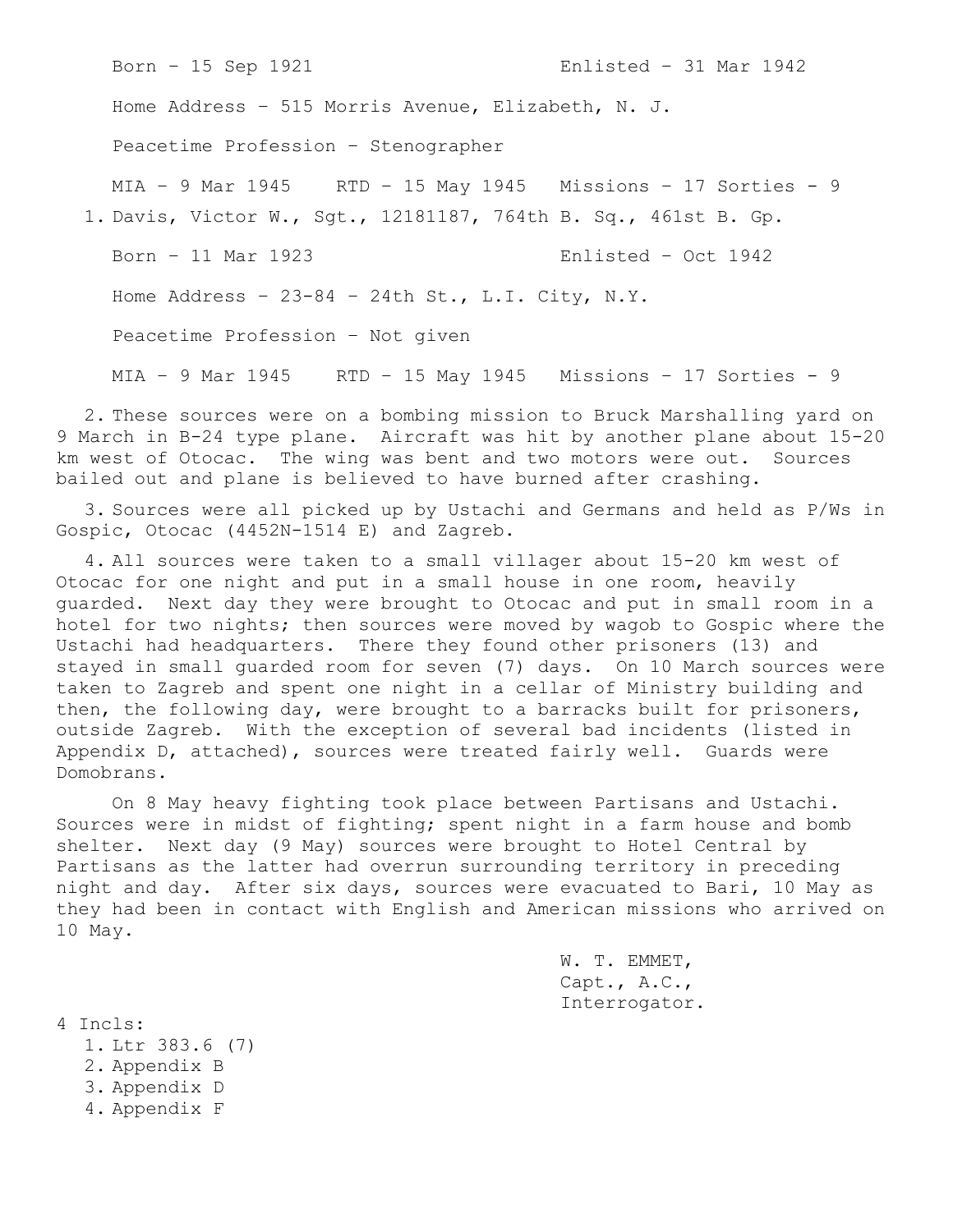Born – 15 Sep 1921 Enlisted – 31 Mar 1942

Home Address – 515 Morris Avenue, Elizabeth, N. J.

Peacetime Profession – Stenographer

MIA – 9 Mar 1945 RTD – 15 May 1945 Missions – 17 Sorties - 9

1. Davis, Victor W., Sgt., 12181187, 764th B. Sq., 461st B. Gp.

   Born – 11 Mar 1923 Enlisted – Oct 1942

   Home Address – 23-84 – 24th St., L.I. City, N.Y.

   Peacetime Profession – Not given

   MIA – 9 Mar 1945 RTD – 15 May 1945 Missions – 17 Sorties - 9

2. These sources were on a bombing mission to Bruck Marshalling yard on 9 March in B-24 type plane. Aircraft was hit by another plane about 15-20 km west of Otocac. The wing was bent and two motors were out. Sources bailed out and plane is believed to have burned after crashing.

3. Sources were all picked up by Ustachi and Germans and held as P/Ws in Gospic, Otocac (4452N-1514 E) and Zagreb.

4. All sources were taken to a small villager about 15-20 km west of Otocac for one night and put in a small house in one room, heavily guarded. Next day they were brought to Otocac and put in small room in a hotel for two nights; then sources were moved by wagob to Gospic where the Ustachi had headquarters. There they found other prisoners (13) and stayed in small guarded room for seven (7) days. On 10 March sources were taken to Zagreb and spent one night in a cellar of Ministry building and then, the following day, were brought to a barracks built for prisoners, outside Zagreb. With the exception of several bad incidents (listed in Appendix D, attached), sources were treated fairly well. Guards were Domobrans.

   On 8 May heavy fighting took place between Partisans and Ustachi. Sources were in midst of fighting; spent night in a farm house and bomb shelter. Next day (9 May) sources were brought to Hotel Central by Partisans as the latter had overrun surrounding territory in preceding night and day. After six days, sources were evacuated to Bari, 10 May as they had been in contact with English and American missions who arrived on 10 May.

W. T. EMMET,
Capt., A.C.,
Interrogator.

4 Incls:

1. Ltr 383.6 (7)
2. Appendix B
3. Appendix D
4. Appendix F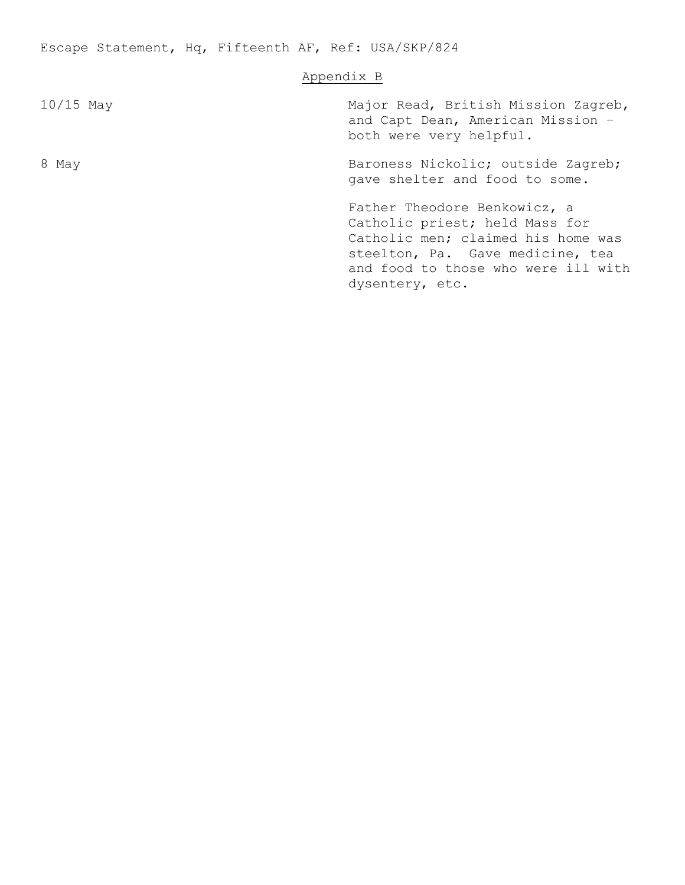Escape Statement, Hq, Fifteenth AF, Ref: USA/SKP/824

## Appendix B

| | |
|---|---|
| 10/15 May | Major Read, British Mission Zagreb, and Capt Dean, American Mission – both were very helpful. |
| 8 May | Baroness Nickolic; outside Zagreb; gave shelter and food to some. |
| | Father Theodore Benkowicz, a Catholic priest; held Mass for Catholic men; claimed his home was steelton, Pa. Gave medicine, tea and food to those who were ill with dysentery, etc. |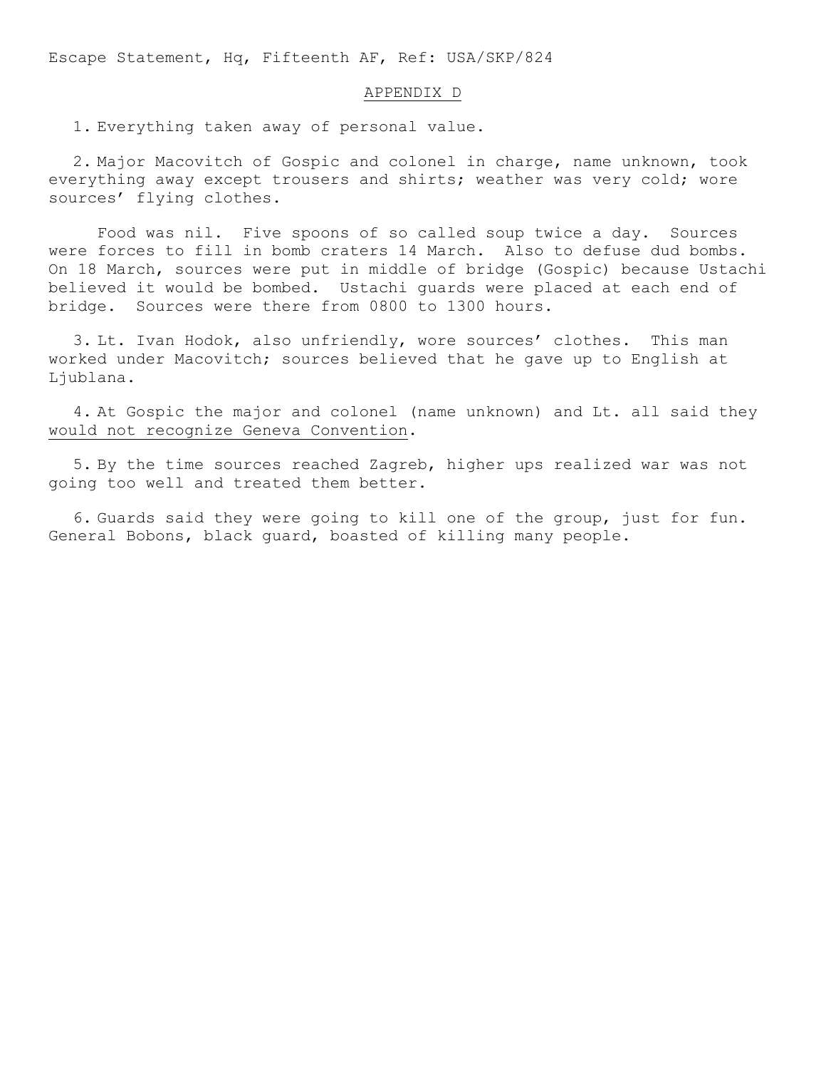Escape Statement, Hq, Fifteenth AF, Ref: USA/SKP/824

APPENDIX D

1. Everything taken away of personal value.

2. Major Macovitch of Gospic and colonel in charge, name unknown, took everything away except trousers and shirts; weather was very cold; wore sources' flying clothes.

Food was nil. Five spoons of so called soup twice a day. Sources were forces to fill in bomb craters 14 March. Also to defuse dud bombs. On 18 March, sources were put in middle of bridge (Gospic) because Ustachi believed it would be bombed. Ustachi guards were placed at each end of bridge. Sources were there from 0800 to 1300 hours.

3. Lt. Ivan Hodok, also unfriendly, wore sources' clothes. This man worked under Macovitch; sources believed that he gave up to English at Ljublana.

4. At Gospic the major and colonel (name unknown) and Lt. all said they would not recognize Geneva Convention.

5. By the time sources reached Zagreb, higher ups realized war was not going too well and treated them better.

6. Guards said they were going to kill one of the group, just for fun. General Bobons, black guard, boasted of killing many people.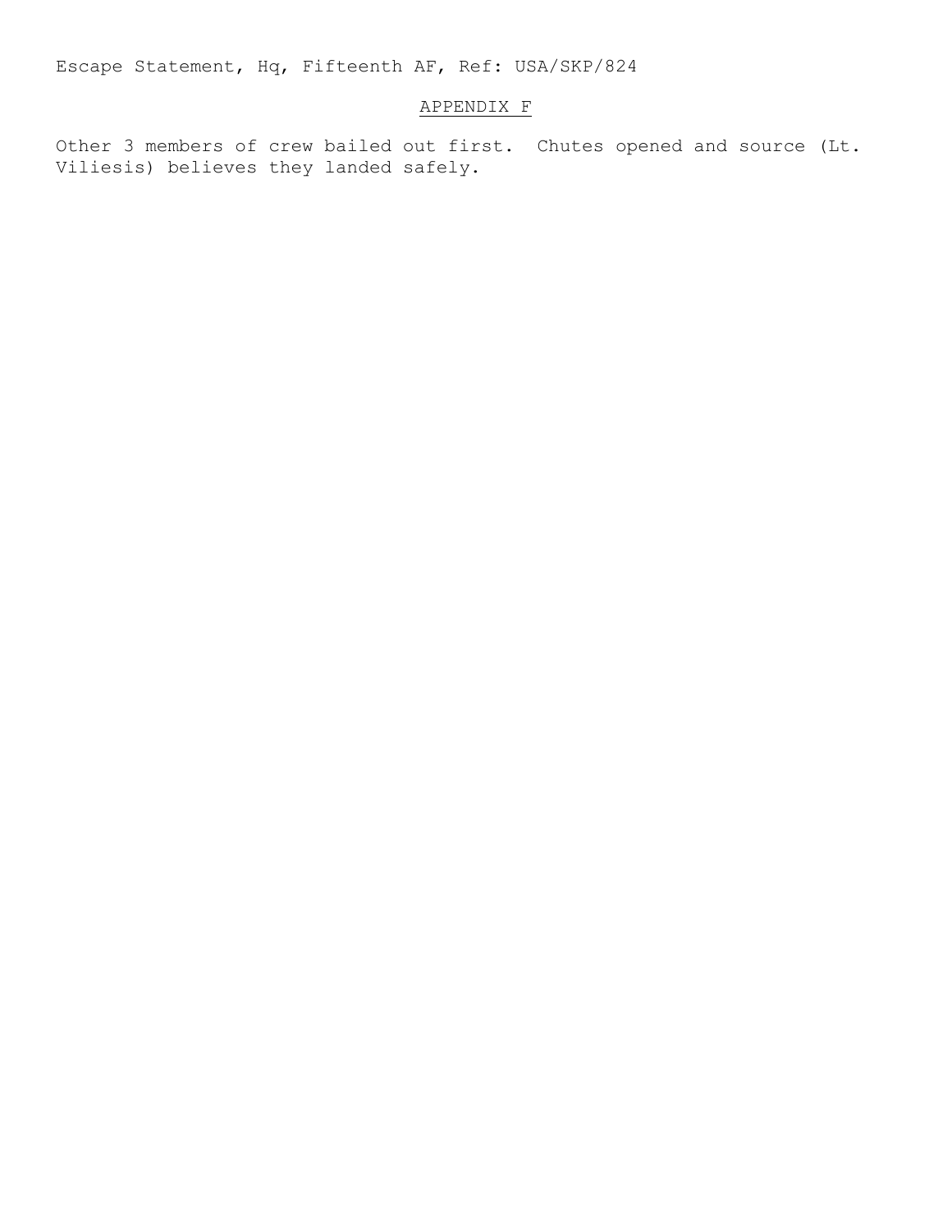Escape Statement, Hq, Fifteenth AF, Ref: USA/SKP/824

## APPENDIX F

Other 3 members of crew bailed out first. Chutes opened and source (Lt. Viliesis) believes they landed safely.